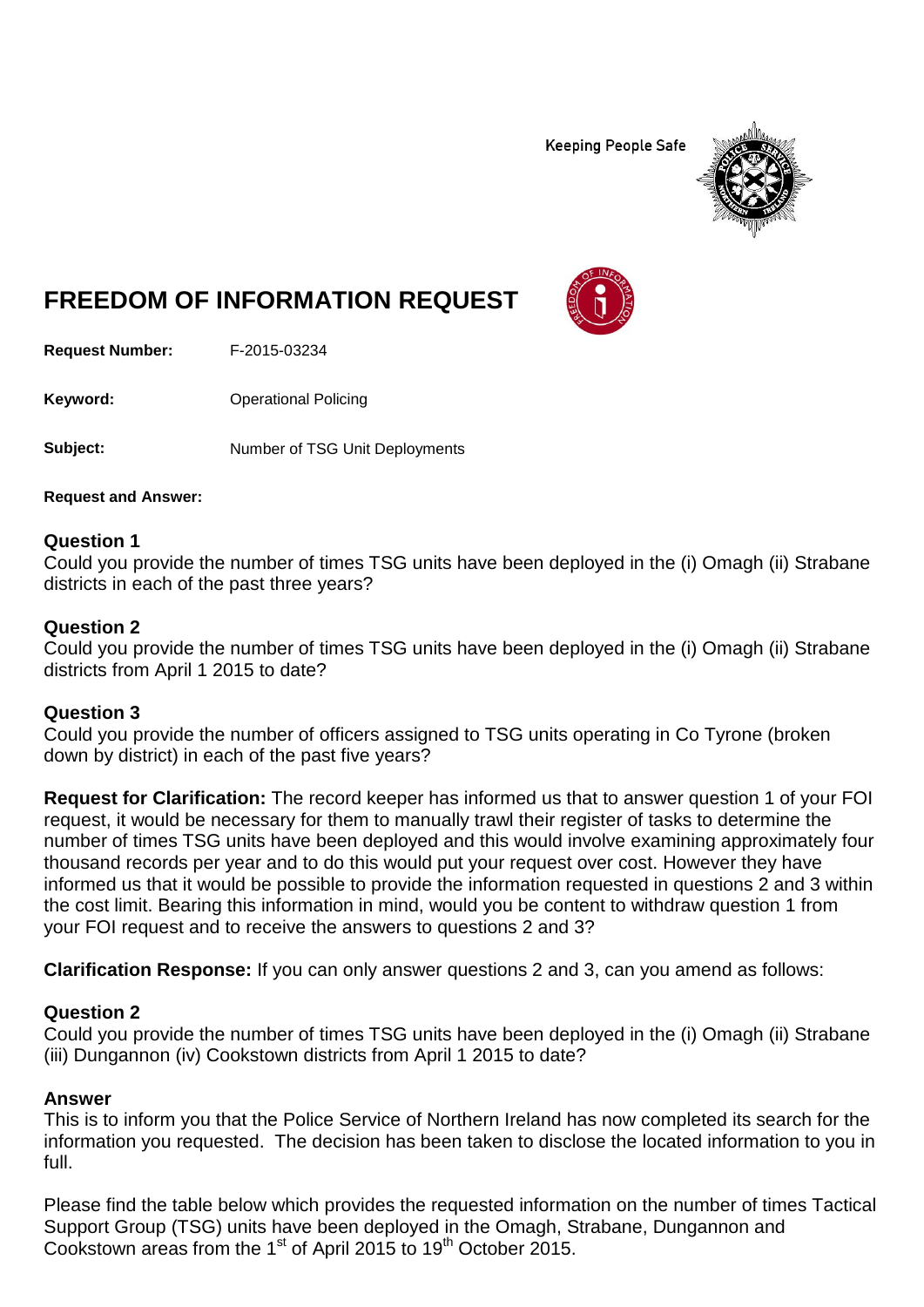Keeping People Safe

# FREEDOM OF INFORMATION REQUEST

**Request Number:** F-2015-03234

**Keyword:** Operational Policing

**Subject:** Number of TSG Unit Deployments

**Request and Answer:**

### Question 1

Could you provide the number of times TSG units have been deployed in the (i) Omagh (ii) Strabane districts in each of the past three years?

### Question 2

Could you provide the number of times TSG units have been deployed in the (i) Omagh (ii) Strabane districts from April 1 2015 to date?

### Question 3

Could you provide the number of officers assigned to TSG units operating in Co Tyrone (broken down by district) in each of the past five years?

**Request for Clarification:** The record keeper has informed us that to answer question 1 of your FOI request, it would be necessary for them to manually trawl their register of tasks to determine the number of times TSG units have been deployed and this would involve examining approximately four thousand records per year and to do this would put your request over cost. However they have informed us that it would be possible to provide the information requested in questions 2 and 3 within the cost limit. Bearing this information in mind, would you be content to withdraw question 1 from your FOI request and to receive the answers to questions 2 and 3?

**Clarification Response:** If you can only answer questions 2 and 3, can you amend as follows:

### Question 2

Could you provide the number of times TSG units have been deployed in the (i) Omagh (ii) Strabane (iii) Dungannon (iv) Cookstown districts from April 1 2015 to date?

### Answer

This is to inform you that the Police Service of Northern Ireland has now completed its search for the information you requested. The decision has been taken to disclose the located information to you in full.

Please find the table below which provides the requested information on the number of times Tactical Support Group (TSG) units have been deployed in the Omagh, Strabane, Dungannon and Cookstown areas from the 1st of April 2015 to 19th October 2015.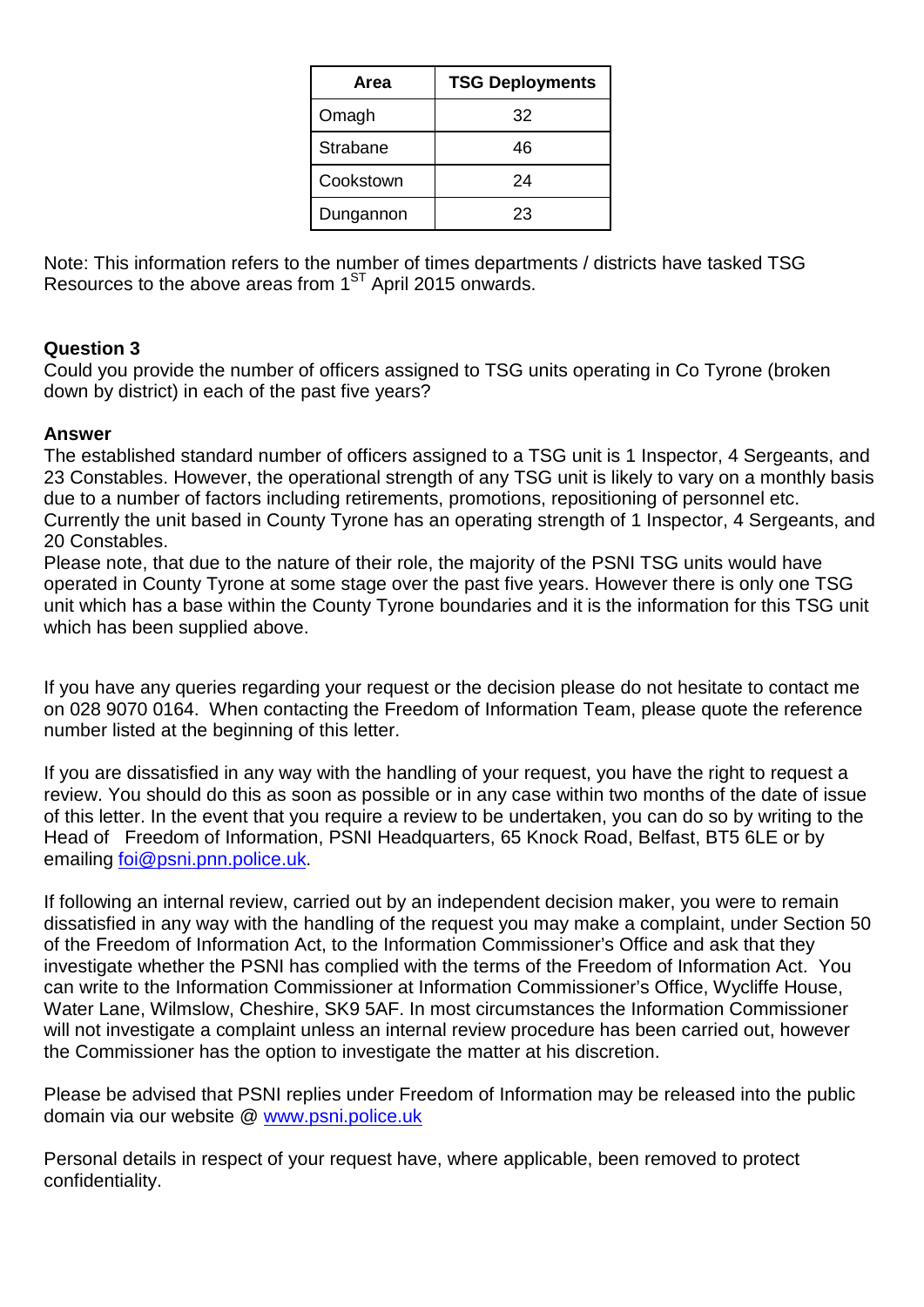| Area | TSG Deployments |
| --- | --- |
| Omagh | 32 |
| Strabane | 46 |
| Cookstown | 24 |
| Dungannon | 23 |

Note: This information refers to the number of times departments / districts have tasked TSG Resources to the above areas from 1$^{ST}$ April 2015 onwards.

**Question 3**
Could you provide the number of officers assigned to TSG units operating in Co Tyrone (broken down by district) in each of the past five years?

**Answer**
The established standard number of officers assigned to a TSG unit is 1 Inspector, 4 Sergeants, and 23 Constables. However, the operational strength of any TSG unit is likely to vary on a monthly basis due to a number of factors including retirements, promotions, repositioning of personnel etc. Currently the unit based in County Tyrone has an operating strength of 1 Inspector, 4 Sergeants, and 20 Constables.
Please note, that due to the nature of their role, the majority of the PSNI TSG units would have operated in County Tyrone at some stage over the past five years. However there is only one TSG unit which has a base within the County Tyrone boundaries and it is the information for this TSG unit which has been supplied above.

If you have any queries regarding your request or the decision please do not hesitate to contact me on 028 9070 0164. When contacting the Freedom of Information Team, please quote the reference number listed at the beginning of this letter.

If you are dissatisfied in any way with the handling of your request, you have the right to request a review. You should do this as soon as possible or in any case within two months of the date of issue of this letter. In the event that you require a review to be undertaken, you can do so by writing to the Head of Freedom of Information, PSNI Headquarters, 65 Knock Road, Belfast, BT5 6LE or by emailing foi@psni.pnn.police.uk.

If following an internal review, carried out by an independent decision maker, you were to remain dissatisfied in any way with the handling of the request you may make a complaint, under Section 50 of the Freedom of Information Act, to the Information Commissioner's Office and ask that they investigate whether the PSNI has complied with the terms of the Freedom of Information Act. You can write to the Information Commissioner at Information Commissioner's Office, Wycliffe House, Water Lane, Wilmslow, Cheshire, SK9 5AF. In most circumstances the Information Commissioner will not investigate a complaint unless an internal review procedure has been carried out, however the Commissioner has the option to investigate the matter at his discretion.

Please be advised that PSNI replies under Freedom of Information may be released into the public domain via our website @ www.psni.police.uk

Personal details in respect of your request have, where applicable, been removed to protect confidentiality.